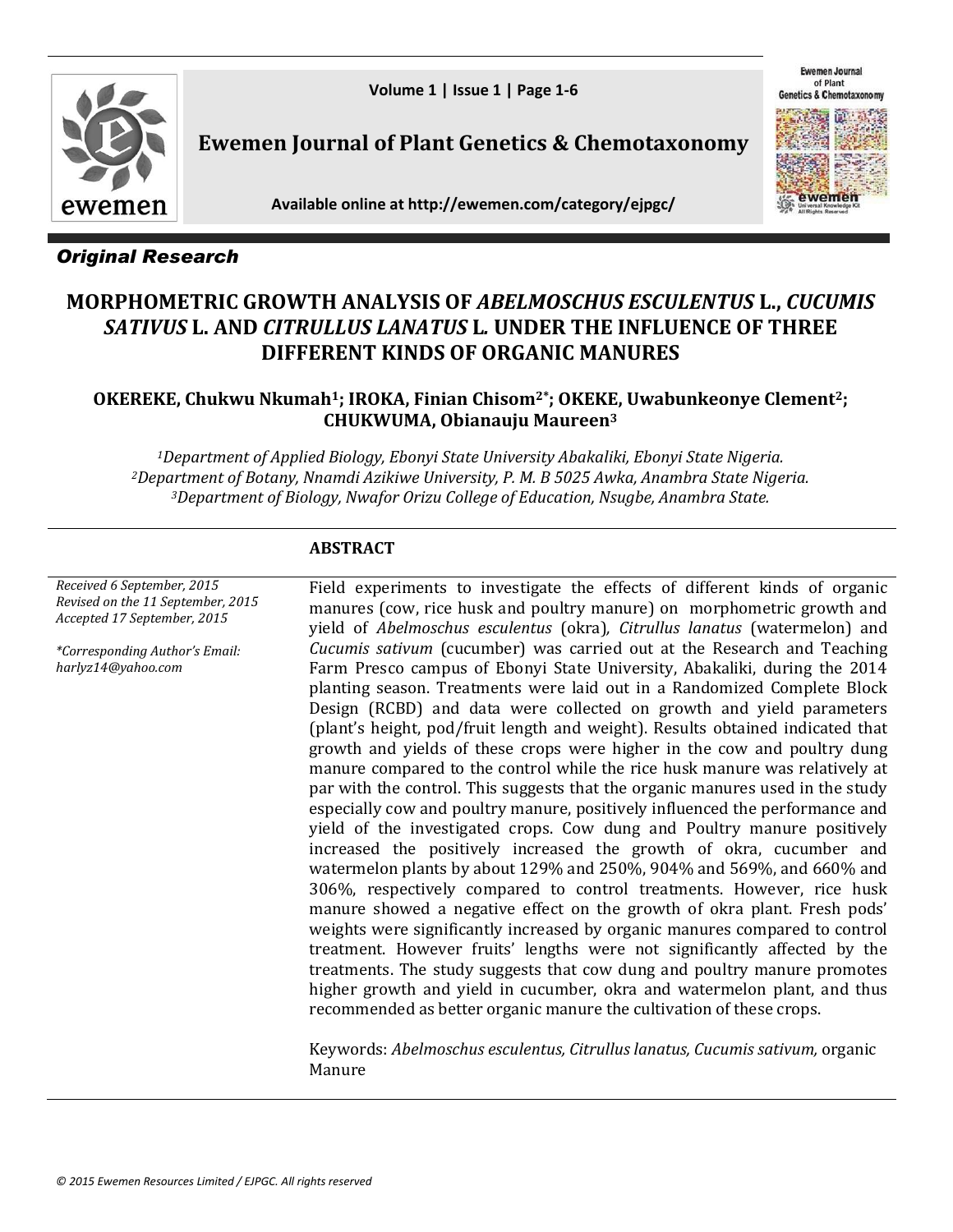Ewemen Journal of Plant Genetics & Chemotaxonomy

Available online at http://ewemen.com/category/ejpgc/

*Original Research*

# MORPHOMETRIC GROWTH ANALYSIS OF *ABELMOSCHUS ESCULENTUS* L., *CUCUMIS SATIVUS* L. AND *CITRULLUS LANATUS* L. UNDER THE INFLUENCE OF THREE DIFFERENT KINDS OF ORGANIC MANURES

**OKEREKE, Chukwu Nkumah[1]; IROKA, Finian Chisom[2*]; OKEKE, Uwabunkeonye Clement[2]; CHUKWUMA, Obianauju Maureen[3]**

*[1]Department of Applied Biology, Ebonyi State University Abakaliki, Ebonyi State Nigeria.*
*[2]Department of Botany, Nnamdi Azikiwe University, P. M. B 5025 Awka, Anambra State Nigeria.*
*[3]Department of Biology, Nwafor Orizu College of Education, Nsugbe, Anambra State.*

*Received 6 September, 2015*
*Revised on the 11 September, 2015*
*Accepted 17 September, 2015*

*\*Corresponding Author's Email: harlyz14@yahoo.com*

## ABSTRACT

Field experiments to investigate the effects of different kinds of organic manures (cow, rice husk and poultry manure) on morphometric growth and yield of *Abelmoschus esculentus* (okra), *Citrullus lanatus* (watermelon) and *Cucumis sativum* (cucumber) was carried out at the Research and Teaching Farm Presco campus of Ebonyi State University, Abakaliki, during the 2014 planting season. Treatments were laid out in a Randomized Complete Block Design (RCBD) and data were collected on growth and yield parameters (plant's height, pod/fruit length and weight). Results obtained indicated that growth and yields of these crops were higher in the cow and poultry dung manure compared to the control while the rice husk manure was relatively at par with the control. This suggests that the organic manures used in the study especially cow and poultry manure, positively influenced the performance and yield of the investigated crops. Cow dung and Poultry manure positively increased the positively increased the growth of okra, cucumber and watermelon plants by about 129% and 250%, 904% and 569%, and 660% and 306%, respectively compared to control treatments. However, rice husk manure showed a negative effect on the growth of okra plant. Fresh pods' weights were significantly increased by organic manures compared to control treatment. However fruits' lengths were not significantly affected by the treatments. The study suggests that cow dung and poultry manure promotes higher growth and yield in cucumber, okra and watermelon plant, and thus recommended as better organic manure the cultivation of these crops.

Keywords: *Abelmoschus esculentus, Citrullus lanatus, Cucumis sativum,* organic Manure

*© 2015 Ewemen Resources Limited / EJPGC. All rights reserved*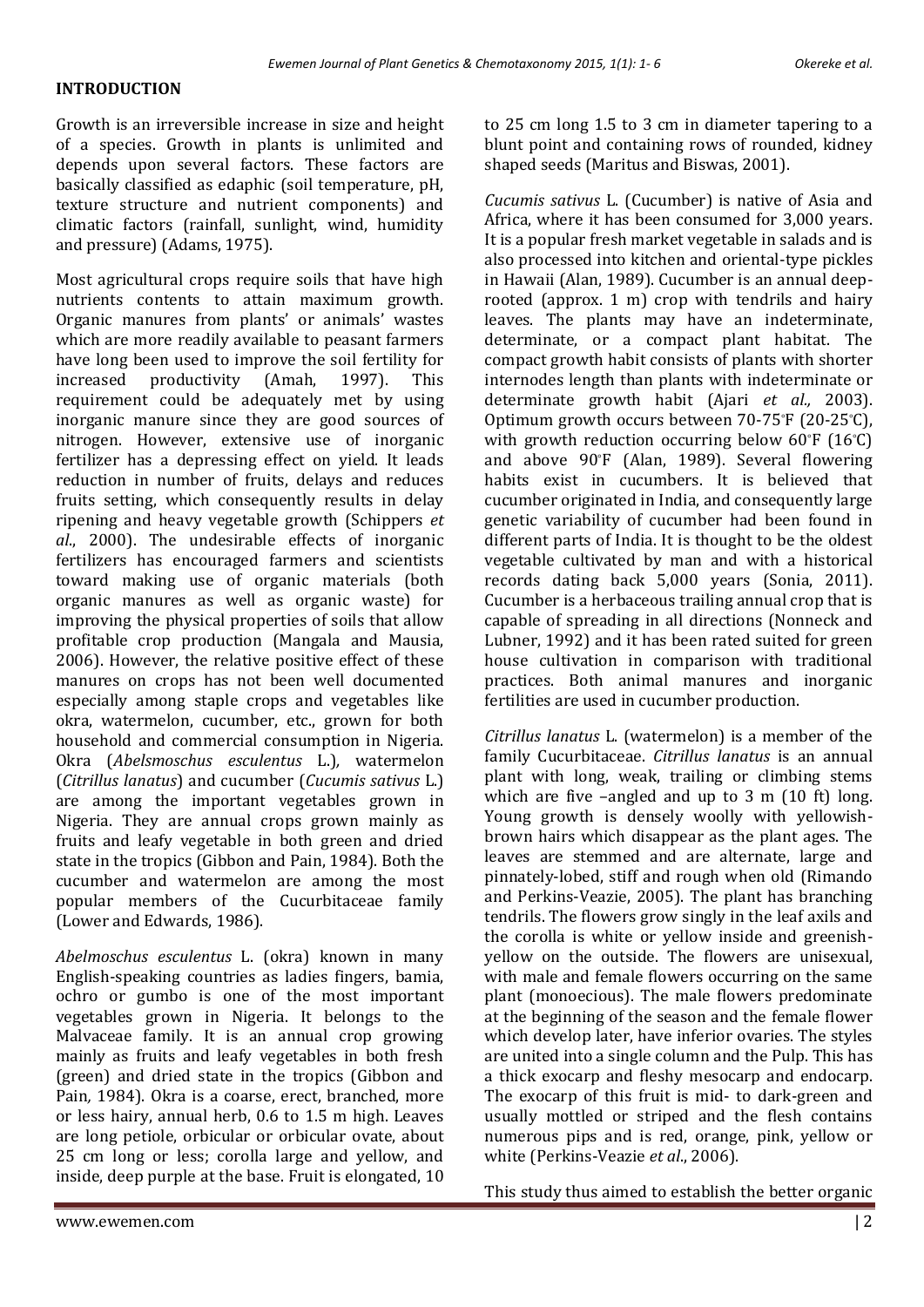## INTRODUCTION

Growth is an irreversible increase in size and height of a species. Growth in plants is unlimited and depends upon several factors. These factors are basically classified as edaphic (soil temperature, pH, texture structure and nutrient components) and climatic factors (rainfall, sunlight, wind, humidity and pressure) (Adams, 1975).

Most agricultural crops require soils that have high nutrients contents to attain maximum growth. Organic manures from plants' or animals' wastes which are more readily available to peasant farmers have long been used to improve the soil fertility for increased productivity (Amah, 1997). This requirement could be adequately met by using inorganic manure since they are good sources of nitrogen. However, extensive use of inorganic fertilizer has a depressing effect on yield. It leads reduction in number of fruits, delays and reduces fruits setting, which consequently results in delay ripening and heavy vegetable growth (Schippers *et al*., 2000). The undesirable effects of inorganic fertilizers has encouraged farmers and scientists toward making use of organic materials (both organic manures as well as organic waste) for improving the physical properties of soils that allow profitable crop production (Mangala and Mausia, 2006). However, the relative positive effect of these manures on crops has not been well documented especially among staple crops and vegetables like okra, watermelon, cucumber, etc., grown for both household and commercial consumption in Nigeria. Okra (*Abelsmoschus esculentus* L.), watermelon (*Citrillus lanatus*) and cucumber (*Cucumis sativus* L.) are among the important vegetables grown in Nigeria. They are annual crops grown mainly as fruits and leafy vegetable in both green and dried state in the tropics (Gibbon and Pain, 1984). Both the cucumber and watermelon are among the most popular members of the Cucurbitaceae family (Lower and Edwards, 1986).

*Abelmoschus esculentus* L. (okra) known in many English-speaking countries as ladies fingers, bamia, ochro or gumbo is one of the most important vegetables grown in Nigeria. It belongs to the Malvaceae family. It is an annual crop growing mainly as fruits and leafy vegetables in both fresh (green) and dried state in the tropics (Gibbon and Pain, 1984). Okra is a coarse, erect, branched, more or less hairy, annual herb, 0.6 to 1.5 m high. Leaves are long petiole, orbicular or orbicular ovate, about 25 cm long or less; corolla large and yellow, and inside, deep purple at the base. Fruit is elongated, 10 to 25 cm long 1.5 to 3 cm in diameter tapering to a blunt point and containing rows of rounded, kidney shaped seeds (Maritus and Biswas, 2001).

*Cucumis sativus* L. (Cucumber) is native of Asia and Africa, where it has been consumed for 3,000 years. It is a popular fresh market vegetable in salads and is also processed into kitchen and oriental-type pickles in Hawaii (Alan, 1989). Cucumber is an annual deep-rooted (approx. 1 m) crop with tendrils and hairy leaves. The plants may have an indeterminate, determinate, or a compact plant habitat. The compact growth habit consists of plants with shorter internodes length than plants with indeterminate or determinate growth habit (Ajari *et al.,* 2003). Optimum growth occurs between 70-75°F (20-25°C), with growth reduction occurring below 60°F (16°C) and above 90°F (Alan, 1989). Several flowering habits exist in cucumbers. It is believed that cucumber originated in India, and consequently large genetic variability of cucumber had been found in different parts of India. It is thought to be the oldest vegetable cultivated by man and with a historical records dating back 5,000 years (Sonia, 2011). Cucumber is a herbaceous trailing annual crop that is capable of spreading in all directions (Nonneck and Lubner, 1992) and it has been rated suited for green house cultivation in comparison with traditional practices. Both animal manures and inorganic fertilities are used in cucumber production.

*Citrillus lanatus* L. (watermelon) is a member of the family Cucurbitaceae. *Citrillus lanatus* is an annual plant with long, weak, trailing or climbing stems which are five –angled and up to 3 m (10 ft) long. Young growth is densely woolly with yellowish-brown hairs which disappear as the plant ages. The leaves are stemmed and are alternate, large and pinnately-lobed, stiff and rough when old (Rimando and Perkins-Veazie, 2005). The plant has branching tendrils. The flowers grow singly in the leaf axils and the corolla is white or yellow inside and greenish-yellow on the outside. The flowers are unisexual, with male and female flowers occurring on the same plant (monoecious). The male flowers predominate at the beginning of the season and the female flower which develop later, have inferior ovaries. The styles are united into a single column and the Pulp. This has a thick exocarp and fleshy mesocarp and endocarp. The exocarp of this fruit is mid- to dark-green and usually mottled or striped and the flesh contains numerous pips and is red, orange, pink, yellow or white (Perkins-Veazie *et al*., 2006).

This study thus aimed to establish the better organic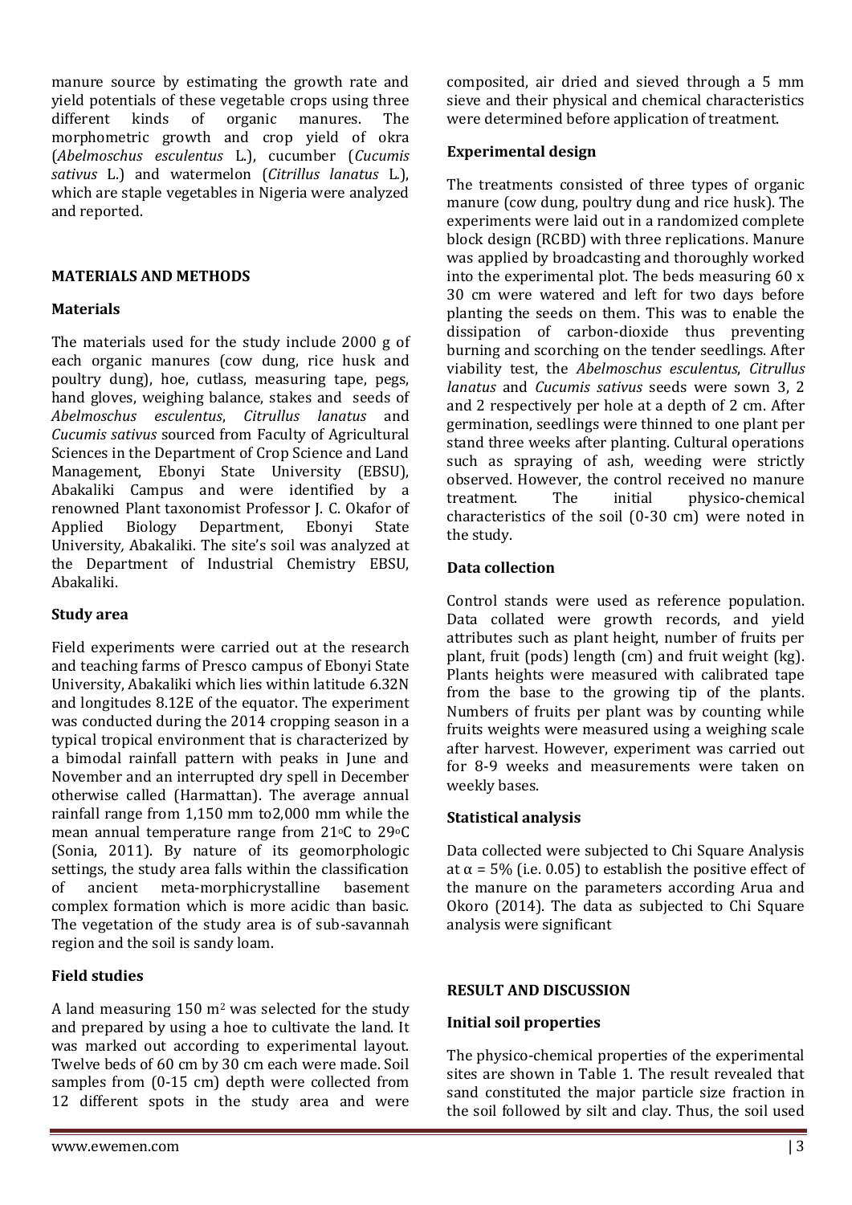manure source by estimating the growth rate and yield potentials of these vegetable crops using three different kinds of organic manures. The morphometric growth and crop yield of okra (*Abelmoschus esculentus* L.), cucumber (*Cucumis sativus* L.) and watermelon (*Citrillus lanatus* L.), which are staple vegetables in Nigeria were analyzed and reported.

## MATERIALS AND METHODS

### Materials

The materials used for the study include 2000 g of each organic manures (cow dung, rice husk and poultry dung), hoe, cutlass, measuring tape, pegs, hand gloves, weighing balance, stakes and seeds of *Abelmoschus esculentus*, *Citrullus lanatus* and *Cucumis sativus* sourced from Faculty of Agricultural Sciences in the Department of Crop Science and Land Management, Ebonyi State University (EBSU), Abakaliki Campus and were identified by a renowned Plant taxonomist Professor J. C. Okafor of Applied Biology Department, Ebonyi State University, Abakaliki. The site's soil was analyzed at the Department of Industrial Chemistry EBSU, Abakaliki.

### Study area

Field experiments were carried out at the research and teaching farms of Presco campus of Ebonyi State University, Abakaliki which lies within latitude 6.32N and longitudes 8.12E of the equator. The experiment was conducted during the 2014 cropping season in a typical tropical environment that is characterized by a bimodal rainfall pattern with peaks in June and November and an interrupted dry spell in December otherwise called (Harmattan). The average annual rainfall range from 1,150 mm to2,000 mm while the mean annual temperature range from 21$^{o}$C to 29$^{o}$C (Sonia, 2011). By nature of its geomorphologic settings, the study area falls within the classification of ancient meta-morphicrystalline basement complex formation which is more acidic than basic. The vegetation of the study area is of sub-savannah region and the soil is sandy loam.

### Field studies

A land measuring 150 m$^2$ was selected for the study and prepared by using a hoe to cultivate the land. It was marked out according to experimental layout. Twelve beds of 60 cm by 30 cm each were made. Soil samples from (0-15 cm) depth were collected from 12 different spots in the study area and were composited, air dried and sieved through a 5 mm sieve and their physical and chemical characteristics were determined before application of treatment.

### Experimental design

The treatments consisted of three types of organic manure (cow dung, poultry dung and rice husk). The experiments were laid out in a randomized complete block design (RCBD) with three replications. Manure was applied by broadcasting and thoroughly worked into the experimental plot. The beds measuring 60 x 30 cm were watered and left for two days before planting the seeds on them. This was to enable the dissipation of carbon-dioxide thus preventing burning and scorching on the tender seedlings. After viability test, the *Abelmoschus esculentus*, *Citrullus lanatus* and *Cucumis sativus* seeds were sown 3, 2 and 2 respectively per hole at a depth of 2 cm. After germination, seedlings were thinned to one plant per stand three weeks after planting. Cultural operations such as spraying of ash, weeding were strictly observed. However, the control received no manure treatment. The initial physico-chemical characteristics of the soil (0-30 cm) were noted in the study.

### Data collection

Control stands were used as reference population. Data collated were growth records, and yield attributes such as plant height, number of fruits per plant, fruit (pods) length (cm) and fruit weight (kg). Plants heights were measured with calibrated tape from the base to the growing tip of the plants. Numbers of fruits per plant was by counting while fruits weights were measured using a weighing scale after harvest. However, experiment was carried out for 8-9 weeks and measurements were taken on weekly bases.

### Statistical analysis

Data collected were subjected to Chi Square Analysis at $\alpha$ = 5% (i.e. 0.05) to establish the positive effect of the manure on the parameters according Arua and Okoro (2014). The data as subjected to Chi Square analysis were significant

## RESULT AND DISCUSSION

### Initial soil properties

The physico-chemical properties of the experimental sites are shown in Table 1. The result revealed that sand constituted the major particle size fraction in the soil followed by silt and clay. Thus, the soil used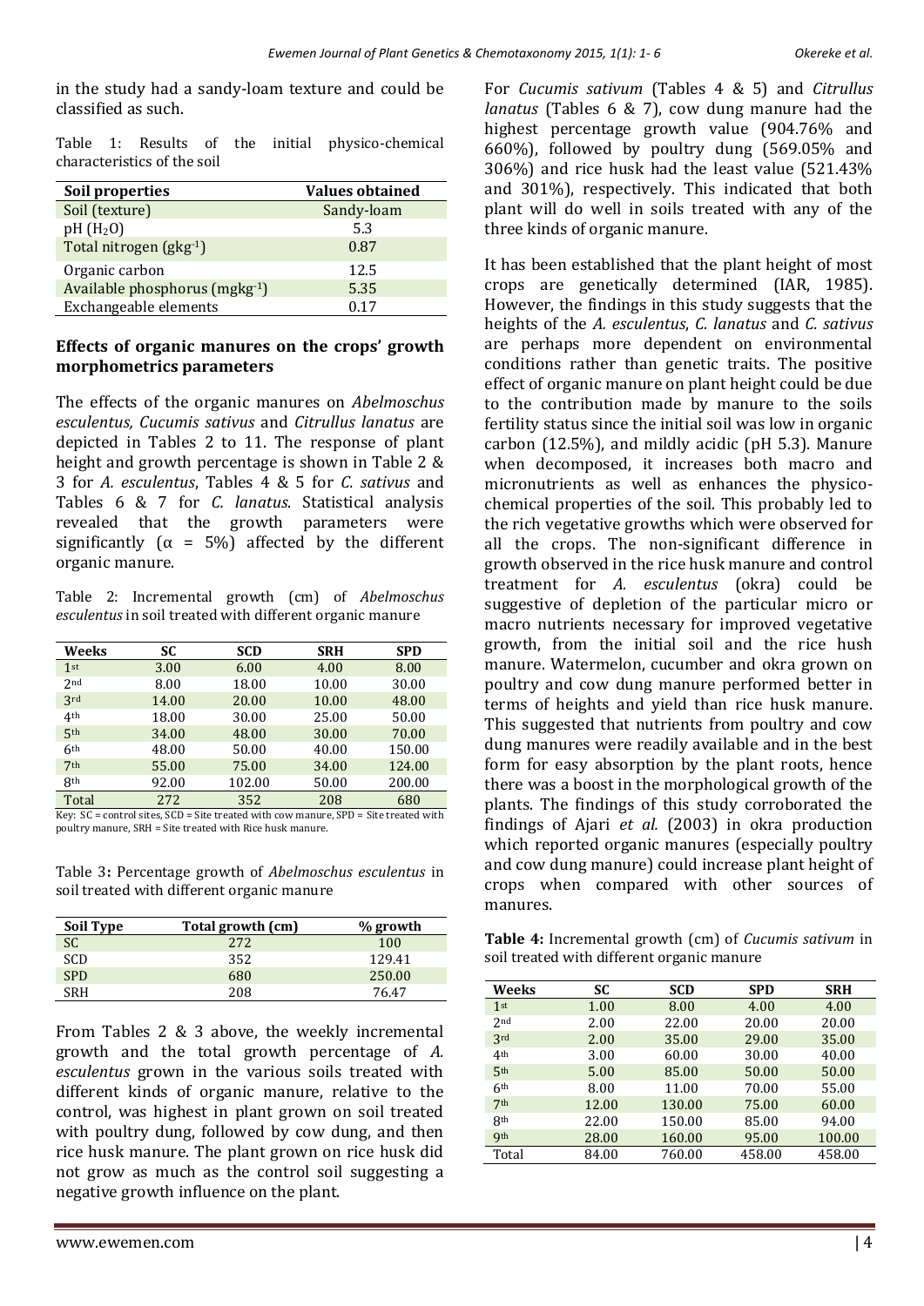in the study had a sandy-loam texture and could be classified as such.

Table 1: Results of the initial physico-chemical characteristics of the soil

| Soil properties | Values obtained |
|---|---|
| Soil (texture) | Sandy-loam |
| pH ($H_2O$) | 5.3 |
| Total nitrogen ($gkg^{-1}$) | 0.87 |
| Organic carbon | 12.5 |
| Available phosphorus ($mgkg^{-1}$) | 5.35 |
| Exchangeable elements | 0.17 |

### Effects of organic manures on the crops' growth morphometrics parameters

The effects of the organic manures on *Abelmoschus esculentus, Cucumis sativus* and *Citrullus lanatus* are depicted in Tables 2 to 11. The response of plant height and growth percentage is shown in Table 2 & 3 for *A. esculentus*, Tables 4 & 5 for *C. sativus* and Tables 6 & 7 for *C. lanatus*. Statistical analysis revealed that the growth parameters were significantly ($\alpha$ = 5%) affected by the different organic manure.

Table 2: Incremental growth (cm) of *Abelmoschus esculentus* in soil treated with different organic manure

| Weeks | SC | SCD | SRH | SPD |
|---|---|---|---|---|
| 1st | 3.00 | 6.00 | 4.00 | 8.00 |
| 2nd | 8.00 | 18.00 | 10.00 | 30.00 |
| 3rd | 14.00 | 20.00 | 10.00 | 48.00 |
| 4th | 18.00 | 30.00 | 25.00 | 50.00 |
| 5th | 34.00 | 48.00 | 30.00 | 70.00 |
| 6th | 48.00 | 50.00 | 40.00 | 150.00 |
| 7th | 55.00 | 75.00 | 34.00 | 124.00 |
| 8th | 92.00 | 102.00 | 50.00 | 200.00 |
| Total | 272 | 352 | 208 | 680 |

Key: SC = control sites, SCD = Site treated with cow manure, SPD = Site treated with poultry manure, SRH = Site treated with Rice husk manure.

Table 3: Percentage growth of *Abelmoschus esculentus* in soil treated with different organic manure

| Soil Type | Total growth (cm) | % growth |
|---|---|---|
| SC | 272 | 100 |
| SCD | 352 | 129.41 |
| SPD | 680 | 250.00 |
| SRH | 208 | 76.47 |

From Tables 2 & 3 above, the weekly incremental growth and the total growth percentage of *A. esculentus* grown in the various soils treated with different kinds of organic manure, relative to the control, was highest in plant grown on soil treated with poultry dung, followed by cow dung, and then rice husk manure. The plant grown on rice husk did not grow as much as the control soil suggesting a negative growth influence on the plant.

For *Cucumis sativum* (Tables 4 & 5) and *Citrullus lanatus* (Tables 6 & 7), cow dung manure had the highest percentage growth value (904.76% and 660%), followed by poultry dung (569.05% and 306%) and rice husk had the least value (521.43% and 301%), respectively. This indicated that both plant will do well in soils treated with any of the three kinds of organic manure.

It has been established that the plant height of most crops are genetically determined (IAR, 1985). However, the findings in this study suggests that the heights of the *A. esculentus*, *C. lanatus* and *C. sativus* are perhaps more dependent on environmental conditions rather than genetic traits. The positive effect of organic manure on plant height could be due to the contribution made by manure to the soils fertility status since the initial soil was low in organic carbon (12.5%), and mildly acidic (pH 5.3). Manure when decomposed, it increases both macro and micronutrients as well as enhances the physico-chemical properties of the soil. This probably led to the rich vegetative growths which were observed for all the crops. The non-significant difference in growth observed in the rice husk manure and control treatment for *A. esculentus* (okra) could be suggestive of depletion of the particular micro or macro nutrients necessary for improved vegetative growth, from the initial soil and the rice hush manure. Watermelon, cucumber and okra grown on poultry and cow dung manure performed better in terms of heights and yield than rice husk manure. This suggested that nutrients from poultry and cow dung manures were readily available and in the best form for easy absorption by the plant roots, hence there was a boost in the morphological growth of the plants. The findings of this study corroborated the findings of Ajari *et al.* (2003) in okra production which reported organic manures (especially poultry and cow dung manure) could increase plant height of crops when compared with other sources of manures.

**Table 4:** Incremental growth (cm) of *Cucumis sativum* in soil treated with different organic manure

| Weeks | SC | SCD | SPD | SRH |
|---|---|---|---|---|
| 1st | 1.00 | 8.00 | 4.00 | 4.00 |
| 2nd | 2.00 | 22.00 | 20.00 | 20.00 |
| 3rd | 2.00 | 35.00 | 29.00 | 35.00 |
| 4th | 3.00 | 60.00 | 30.00 | 40.00 |
| 5th | 5.00 | 85.00 | 50.00 | 50.00 |
| 6th | 8.00 | 11.00 | 70.00 | 55.00 |
| 7th | 12.00 | 130.00 | 75.00 | 60.00 |
| 8th | 22.00 | 150.00 | 85.00 | 94.00 |
| 9th | 28.00 | 160.00 | 95.00 | 100.00 |
| Total | 84.00 | 760.00 | 458.00 | 458.00 |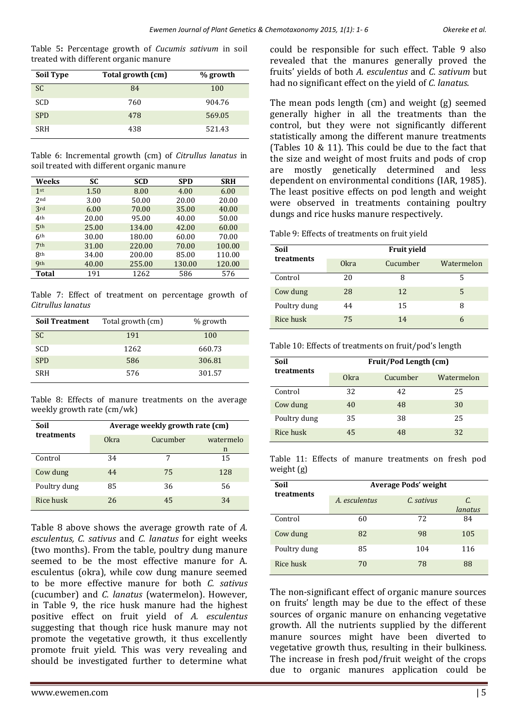Table 5: Percentage growth of *Cucumis sativum* in soil treated with different organic manure

| Soil Type | Total growth (cm) | % growth |
|---|---|---|
| SC | 84 | 100 |
| SCD | 760 | 904.76 |
| SPD | 478 | 569.05 |
| SRH | 438 | 521.43 |

Table 6: Incremental growth (cm) of *Citrullus lanatus* in soil treated with different organic manure

| Weeks | SC | SCD | SPD | SRH |
|---|---|---|---|---|
| 1st | 1.50 | 8.00 | 4.00 | 6.00 |
| 2nd | 3.00 | 50.00 | 20.00 | 20.00 |
| 3rd | 6.00 | 70.00 | 35.00 | 40.00 |
| 4th | 20.00 | 95.00 | 40.00 | 50.00 |
| 5th | 25.00 | 134.00 | 42.00 | 60.00 |
| 6th | 30.00 | 180.00 | 60.00 | 70.00 |
| 7th | 31.00 | 220.00 | 70.00 | 100.00 |
| 8th | 34.00 | 200.00 | 85.00 | 110.00 |
| 9th | 40.00 | 255.00 | 130.00 | 120.00 |
| **Total** | 191 | 1262 | 586 | 576 |

Table 7: Effect of treatment on percentage growth of *Citrullus lanatus*

| Soil Treatment | Total growth (cm) | % growth |
|---|---|---|
| SC | 191 | 100 |
| SCD | 1262 | 660.73 |
| SPD | 586 | 306.81 |
| SRH | 576 | 301.57 |

Table 8: Effects of manure treatments on the average weekly growth rate (cm/wk)

| Soil treatments | Average weekly growth rate (cm) | | |
|---|---|---|---|
| | Okra | Cucumber | watermelon |
| Control | 34 | 7 | 15 |
| Cow dung | 44 | 75 | 128 |
| Poultry dung | 85 | 36 | 56 |
| Rice husk | 26 | 45 | 34 |

Table 8 above shows the average growth rate of *A. esculentus, C. sativus* and *C. lanatus* for eight weeks (two months). From the table, poultry dung manure seemed to be the most effective manure for A. esculentus (okra), while cow dung manure seemed to be more effective manure for both *C. sativus* (cucumber) and *C. lanatus* (watermelon). However, in Table 9, the rice husk manure had the highest positive effect on fruit yield of *A. esculentus* suggesting that though rice husk manure may not promote the vegetative growth, it thus excellently promote fruit yield. This was very revealing and should be investigated further to determine what could be responsible for such effect. Table 9 also revealed that the manures generally proved the fruits' yields of both *A. esculentus* and *C. sativum* but had no significant effect on the yield of *C. lanatus*.

The mean pods length (cm) and weight (g) seemed generally higher in all the treatments than the control, but they were not significantly different statistically among the different manure treatments (Tables 10 & 11). This could be due to the fact that the size and weight of most fruits and pods of crop are mostly genetically determined and less dependent on environmental conditions (IAR, 1985). The least positive effects on pod length and weight were observed in treatments containing poultry dungs and rice husks manure respectively.

Table 9: Effects of treatments on fruit yield

| Soil treatments | Fruit yield | | |
|---|---|---|---|
| | Okra | Cucumber | Watermelon |
| Control | 20 | 8 | 5 |
| Cow dung | 28 | 12 | 5 |
| Poultry dung | 44 | 15 | 8 |
| Rice husk | 75 | 14 | 6 |

Table 10: Effects of treatments on fruit/pod's length

| Soil treatments | Fruit/Pod Length (cm) | | |
|---|---|---|---|
| | Okra | Cucumber | Watermelon |
| Control | 32 | 42 | 25 |
| Cow dung | 40 | 48 | 30 |
| Poultry dung | 35 | 38 | 25 |
| Rice husk | 45 | 48 | 32 |

Table 11: Effects of manure treatments on fresh pod weight (g)

| Soil treatments | Average Pods' weight | | |
|---|---|---|---|
| | *A. esculentus* | *C. sativus* | *C. lanatus* |
| Control | 60 | 72 | 84 |
| Cow dung | 82 | 98 | 105 |
| Poultry dung | 85 | 104 | 116 |
| Rice husk | 70 | 78 | 88 |

The non-significant effect of organic manure sources on fruits' length may be due to the effect of these sources of organic manure on enhancing vegetative growth. All the nutrients supplied by the different manure sources might have been diverted to vegetative growth thus, resulting in their bulkiness. The increase in fresh pod/fruit weight of the crops due to organic manures application could be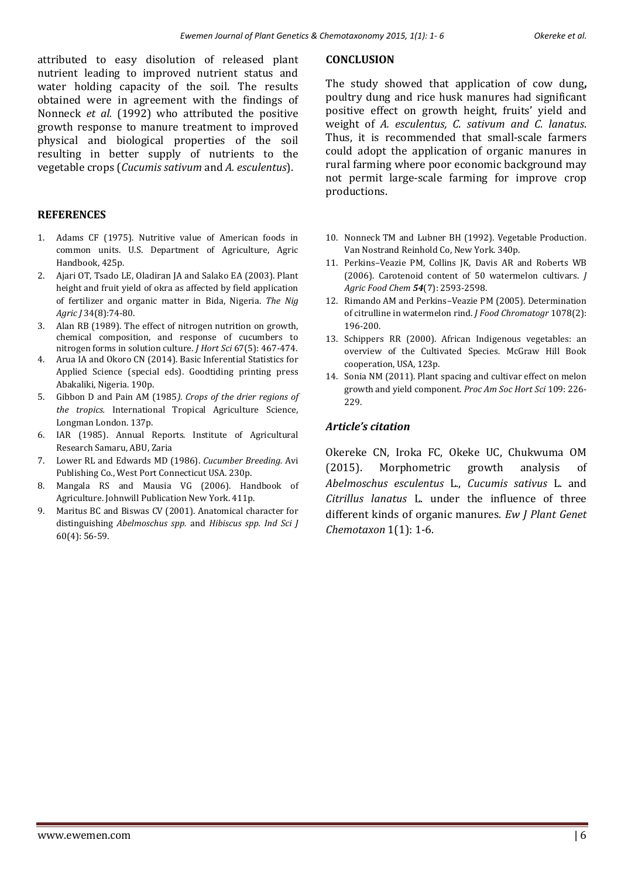attributed to easy disolution of released plant nutrient leading to improved nutrient status and water holding capacity of the soil. The results obtained were in agreement with the findings of Nonneck *et al.* (1992) who attributed the positive growth response to manure treatment to improved physical and biological properties of the soil resulting in better supply of nutrients to the vegetable crops (*Cucumis sativum* and *A. esculentus*).

## CONCLUSION

The study showed that application of cow dung**,** poultry dung and rice husk manures had significant positive effect on growth height, fruits' yield and weight of *A. esculentus, C. sativum and C. lanatus*. Thus, it is recommended that small-scale farmers could adopt the application of organic manures in rural farming where poor economic background may not permit large-scale farming for improve crop productions.

## REFERENCES

1. Adams CF (1975). Nutritive value of American foods in common units. U.S. Department of Agriculture, Agric Handbook, 425p.
2. Ajari OT, Tsado LE, Oladiran JA and Salako EA (2003). Plant height and fruit yield of okra as affected by field application of fertilizer and organic matter in Bida, Nigeria. *The Nig Agric J* 34(8):74-80.
3. Alan RB (1989). The effect of nitrogen nutrition on growth, chemical composition, and response of cucumbers to nitrogen forms in solution culture. *J Hort Sci* 67(5): 467-474.
4. Arua IA and Okoro CN (2014). Basic Inferential Statistics for Applied Science (special eds). Goodtiding printing press Abakaliki, Nigeria. 190p.
5. Gibbon D and Pain AM (1985*). Crops of the drier regions of the tropics.* International Tropical Agriculture Science, Longman London. 137p.
6. IAR (1985). Annual Reports. Institute of Agricultural Research Samaru, ABU, Zaria
7. Lower RL and Edwards MD (1986). *Cucumber Breeding.* Avi Publishing Co., West Port Connecticut USA. 230p.
8. Mangala RS and Mausia VG (2006). Handbook of Agriculture. Johnwill Publication New York. 411p.
9. Maritus BC and Biswas CV (2001). Anatomical character for distinguishing *Abelmoschus spp.* and *Hibiscus spp. Ind Sci J* 60(4): 56-59.
10. Nonneck TM and Lubner BH (1992). Vegetable Production. Van Nostrand Reinhold Co, New York. 340p.
11. Perkins–Veazie PM, Collins JK, Davis AR and Roberts WB (2006). Carotenoid content of 50 watermelon cultivars. *J Agric Food Chem* ***54***(7): 2593-2598.
12. Rimando AM and Perkins–Veazie PM (2005). Determination of citrulline in watermelon rind. *J Food Chromatogr* 1078(2): 196-200.
13. Schippers RR (2000). African Indigenous vegetables: an overview of the Cultivated Species. McGraw Hill Book cooperation, USA, 123p.
14. Sonia NM (2011). Plant spacing and cultivar effect on melon growth and yield component. *Proc Am Soc Hort Sci* 109: 226-229.

### *Article's citation*

Okereke CN, Iroka FC, Okeke UC, Chukwuma OM (2015). Morphometric growth analysis of *Abelmoschus esculentus* L., *Cucumis sativus* L. and *Citrillus lanatus* L. under the influence of three different kinds of organic manures. *Ew J Plant Genet Chemotaxon* 1(1): 1-6.